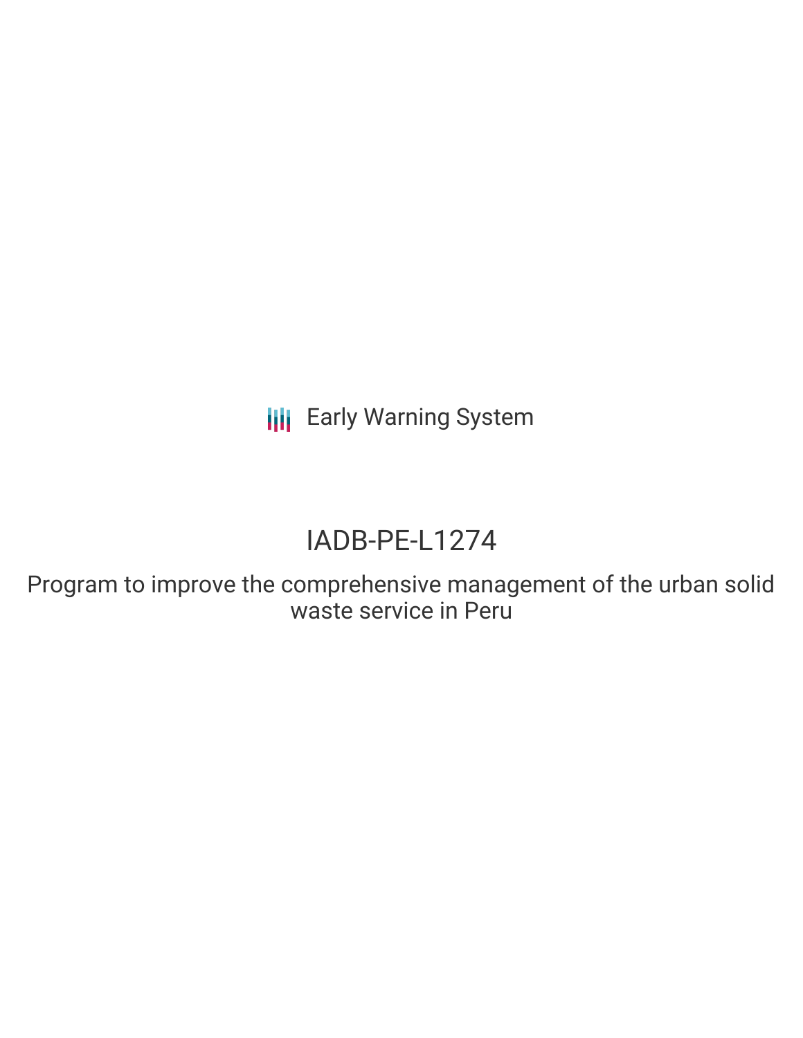Early Warning System

# IADB-PE-L1274

## Program to improve the comprehensive management of the urban solid waste service in Peru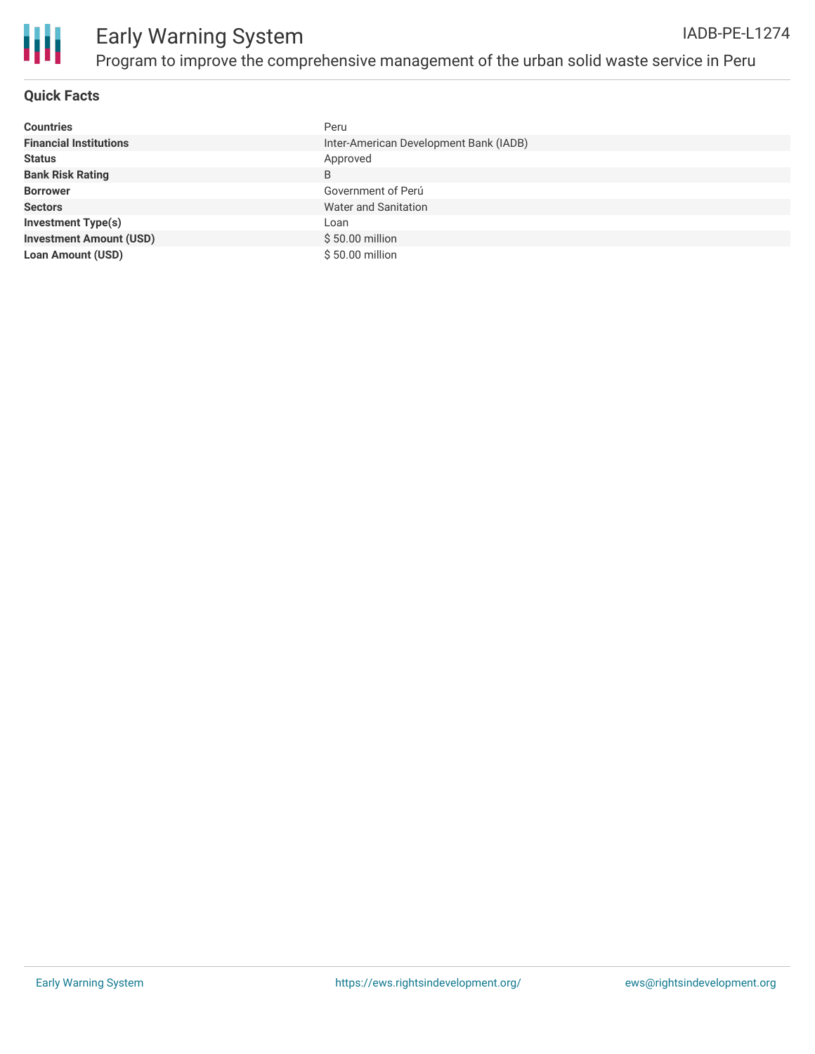## Quick Facts

| | |
|---|---|
| **Countries** | Peru |
| **Financial Institutions** | Inter-American Development Bank (IADB) |
| **Status** | Approved |
| **Bank Risk Rating** | B |
| **Borrower** | Government of Perú |
| **Sectors** | Water and Sanitation |
| **Investment Type(s)** | Loan |
| **Investment Amount (USD)** | $ 50.00 million |
| **Loan Amount (USD)** | $ 50.00 million |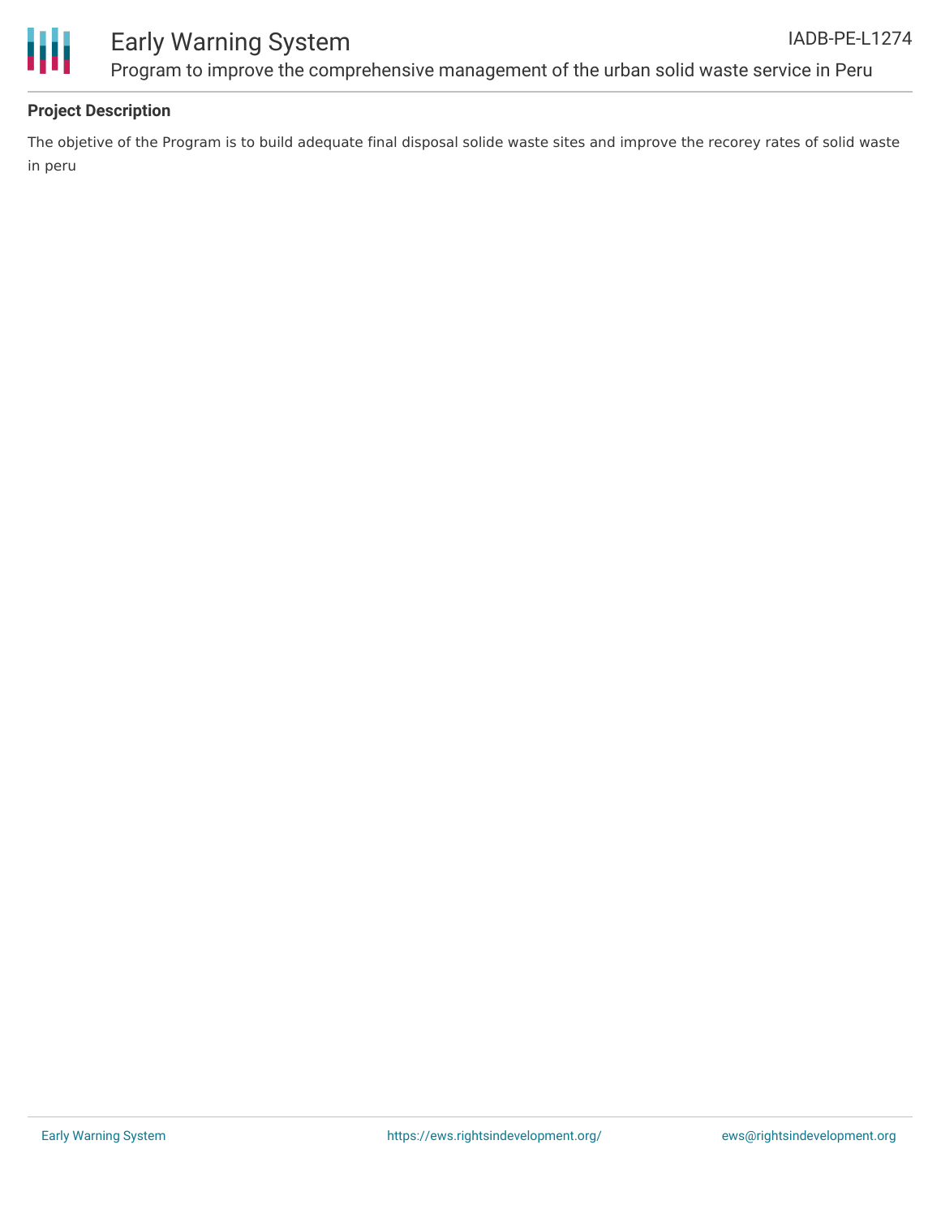## Project Description

The objetive of the Program is to build adequate final disposal solide waste sites and improve the recorey rates of solid waste in peru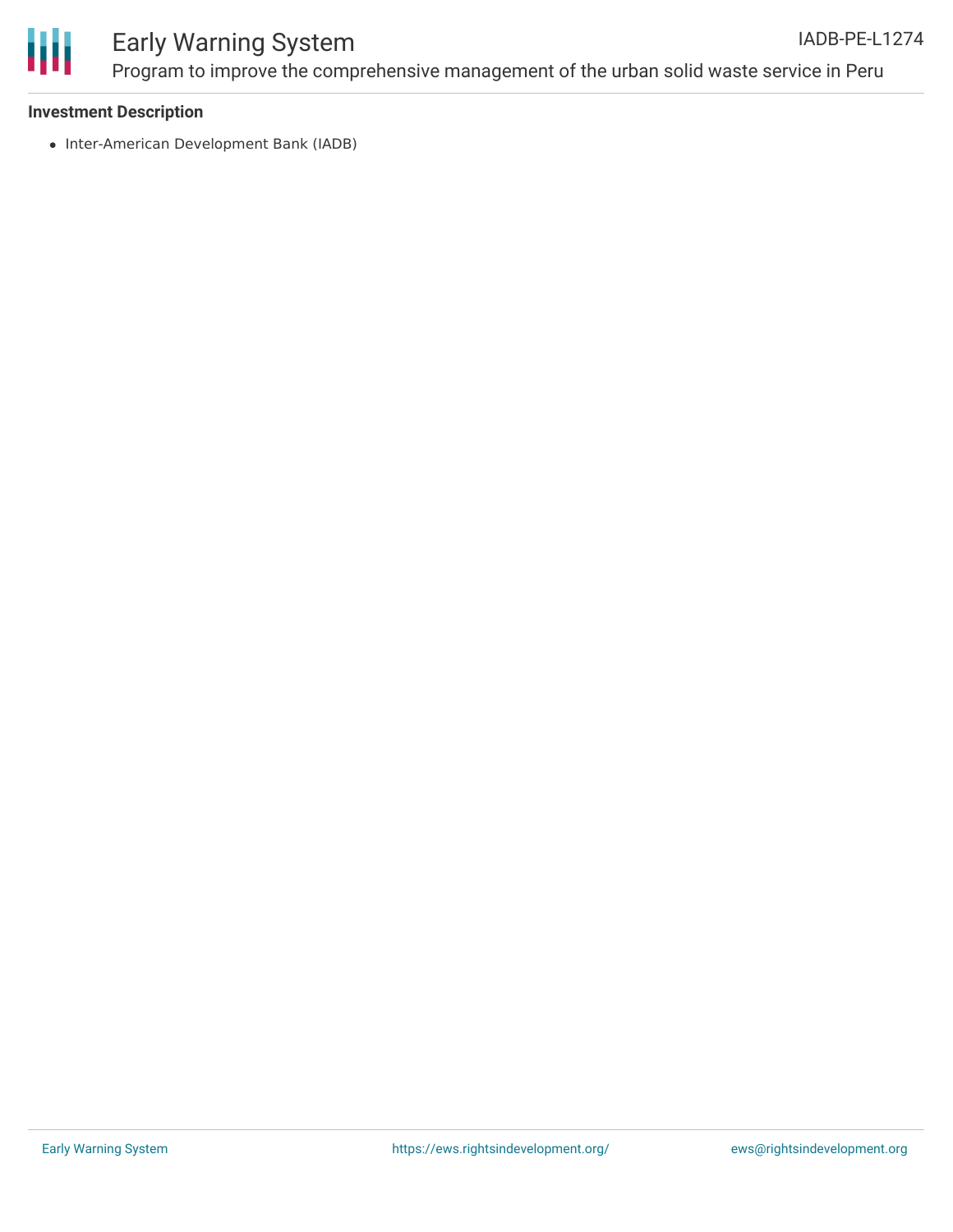## Investment Description

- Inter-American Development Bank (IADB)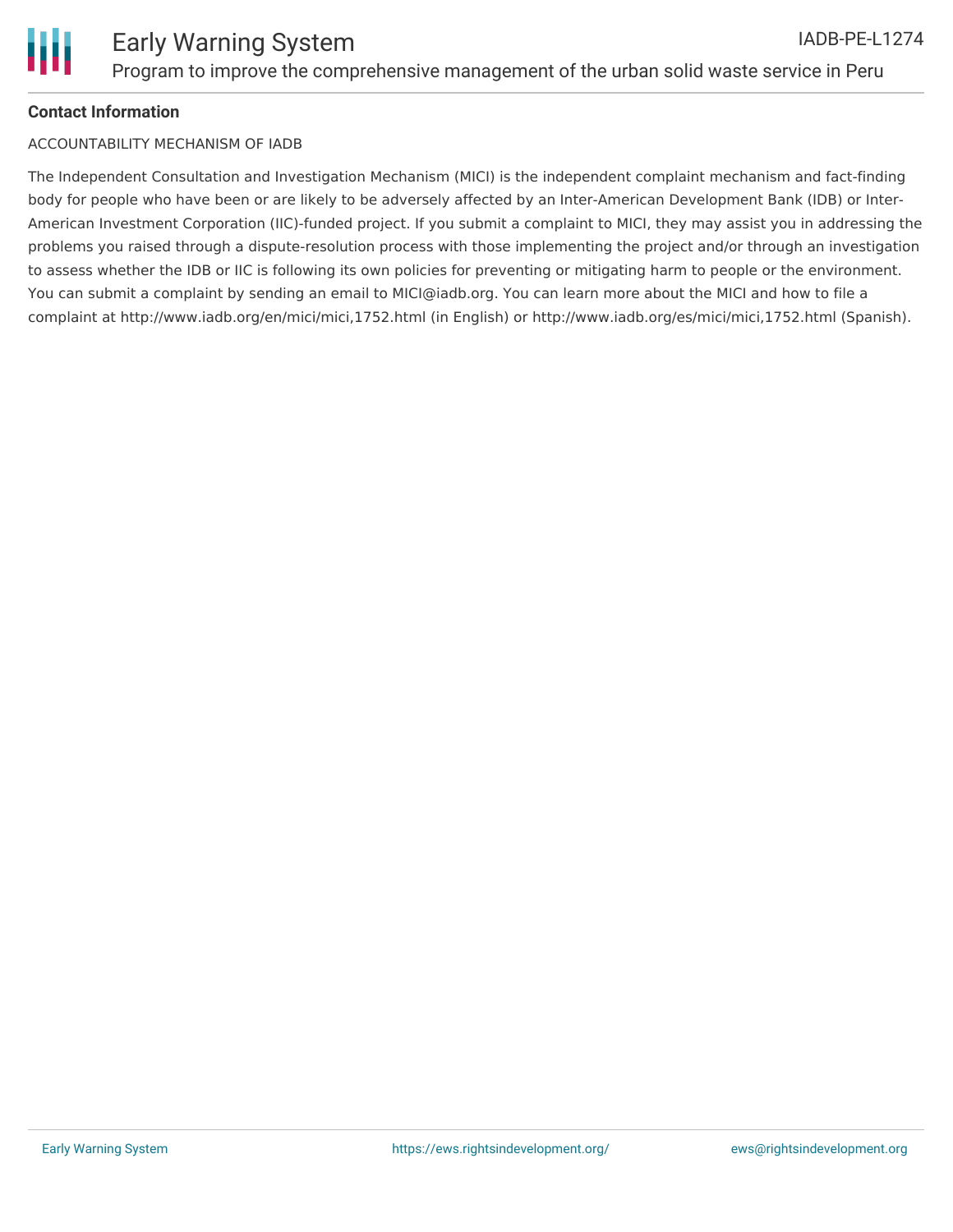**Contact Information**

ACCOUNTABILITY MECHANISM OF IADB

The Independent Consultation and Investigation Mechanism (MICI) is the independent complaint mechanism and fact-finding body for people who have been or are likely to be adversely affected by an Inter-American Development Bank (IDB) or Inter-American Investment Corporation (IIC)-funded project. If you submit a complaint to MICI, they may assist you in addressing the problems you raised through a dispute-resolution process with those implementing the project and/or through an investigation to assess whether the IDB or IIC is following its own policies for preventing or mitigating harm to people or the environment. You can submit a complaint by sending an email to MICI@iadb.org. You can learn more about the MICI and how to file a complaint at http://www.iadb.org/en/mici/mici,1752.html (in English) or http://www.iadb.org/es/mici/mici,1752.html (Spanish).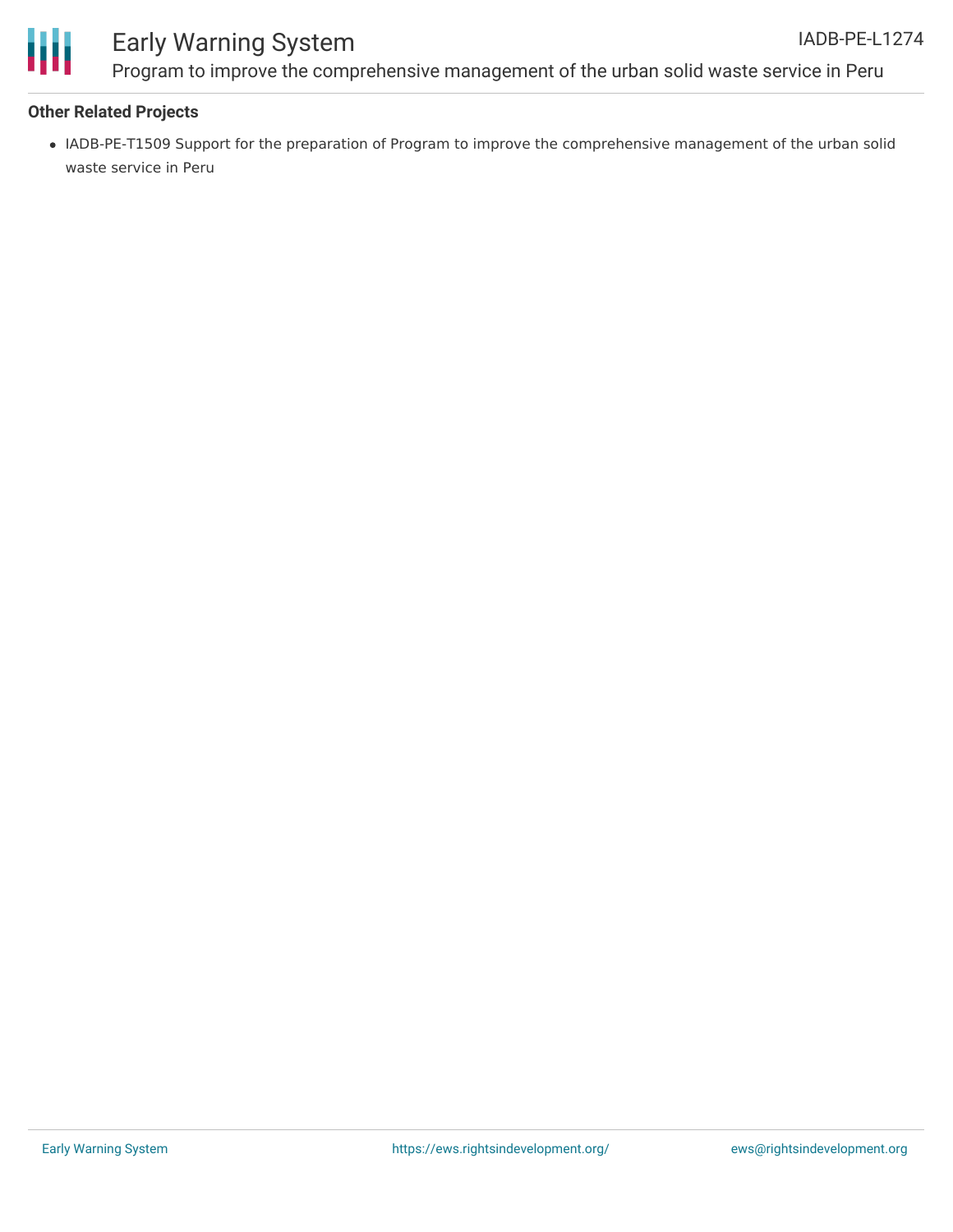**Other Related Projects**

- IADB-PE-T1509 Support for the preparation of Program to improve the comprehensive management of the urban solid waste service in Peru